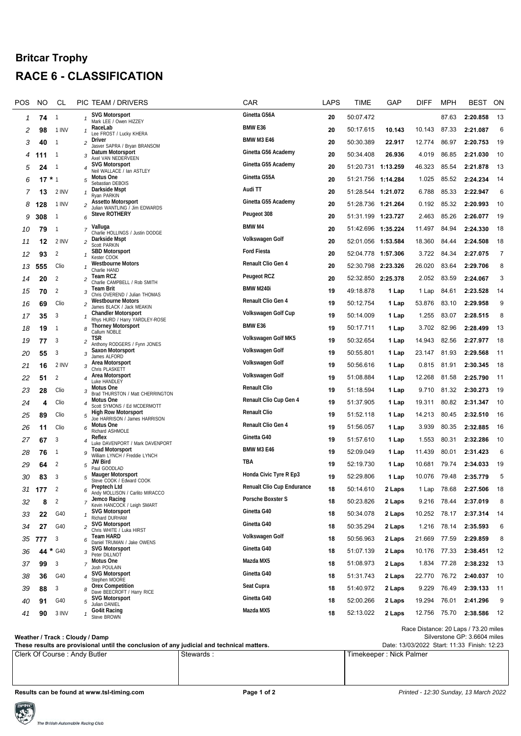# Britcar Trophy

## RACE 6 - CLASSIFICATION

| POS | NO | CL | PIC | TEAM / DRIVERS | CAR | LAPS | TIME | GAP | DIFF | MPH | BEST | ON |
|---|---|---|---|---|---|---|---|---|---|---|---|---|
| 1 | 74 | 1 | 1 | **SVG Motorsport** Mark LEE / Owen HIZZEY | Ginetta G56A | 20 | 50:07.472 | | | 87.63 | 2:20.858 | 13 |
| 2 | 98 | 1 INV | 1 | **RaceLab** Lee FROST / Lucky KHERA | BMW E36 | 20 | 50:17.615 | 10.143 | 10.143 | 87.33 | 2:21.087 | 6 |
| 3 | 40 | 1 | 2 | **Driver** Jasver SAPRA / Bryan BRANSOM | BMW M3 E46 | 20 | 50:30.389 | 22.917 | 12.774 | 86.97 | 2:20.753 | 19 |
| 4 | 111 | 1 | 3 | **Datum Motorsport** Axel VAN NEDERVEEN | Ginetta G56 Academy | 20 | 50:34.408 | 26.936 | 4.019 | 86.85 | 2:21.030 | 10 |
| 5 | 24 | 1 | 4 | **SVG Motorsport** Neil WALLACE / Ian ASTLEY | Ginetta G55 Academy | 20 | 51:20.731 | 1:13.259 | 46.323 | 85.54 | 2:21.878 | 13 |
| 6 | 17 * | 1 | 5 | **Motus One** Sebastian DEBOIS | Ginetta G55A | 20 | 51:21.756 | 1:14.284 | 1.025 | 85.52 | 2:24.234 | 14 |
| 7 | 13 | 2 INV | 1 | **Darkside Mspt** Ryan PARKIN | Audi TT | 20 | 51:28.544 | 1:21.072 | 6.788 | 85.33 | 2:22.947 | 6 |
| 8 | 128 | 1 INV | 2 | **Assetto Motorsport** Julian WANTLING / Jim EDWARDS | Ginetta G55 Academy | 20 | 51:28.736 | 1:21.264 | 0.192 | 85.32 | 2:20.993 | 10 |
| 9 | 308 | 1 | 6 | **Steve ROTHERY** | Peugeot 308 | 20 | 51:31.199 | 1:23.727 | 2.463 | 85.26 | 2:26.077 | 19 |
| 10 | 79 | 1 | 7 | **Valluga** Charlie HOLLINGS / Justin DODGE | BMW M4 | 20 | 51:42.696 | 1:35.224 | 11.497 | 84.94 | 2:24.330 | 18 |
| 11 | 12 | 2 INV | 2 | **Darkside Mspt** Scott PARKIN | Volkswagen Golf | 20 | 52:01.056 | 1:53.584 | 18.360 | 84.44 | 2:24.508 | 18 |
| 12 | 93 | 2 | 1 | **SBD Motorsport** Kester COOK | Ford Fiesta | 20 | 52:04.778 | 1:57.306 | 3.722 | 84.34 | 2:27.075 | 7 |
| 13 | 555 | Clio | 1 | **Westbourne Motors** Charlie HAND | Renault Clio Gen 4 | 20 | 52:30.798 | 2:23.326 | 26.020 | 83.64 | 2:29.706 | 8 |
| 14 | 20 | 2 | 2 | **Team RCZ** Charlie CAMPBELL / Rob SMITH | Peugeot RCZ | 20 | 52:32.850 | 2:25.378 | 2.052 | 83.59 | 2:24.067 | 3 |
| 15 | 70 | 2 | 3 | **Team Brit** Chris OVEREND / Julian THOMAS | BMW M240i | 19 | 49:18.878 | 1 Lap | 1 Lap | 84.61 | 2:23.528 | 14 |
| 16 | 69 | Clio | 2 | **Westbourne Motors** James BLACK / Jack MEAKIN | Renault Clio Gen 4 | 19 | 50:12.754 | 1 Lap | 53.876 | 83.10 | 2:29.958 | 9 |
| 17 | 35 | 3 | 1 | **Chandler Motorsport** Rhys HURD / Harry YARDLEY-ROSE | Volkswagen Golf Cup | 19 | 50:14.009 | 1 Lap | 1.255 | 83.07 | 2:28.515 | 8 |
| 18 | 19 | 1 | 8 | **Thorney Motorsport** Callum NOBLE | BMW E36 | 19 | 50:17.711 | 1 Lap | 3.702 | 82.96 | 2:28.499 | 13 |
| 19 | 77 | 3 | 2 | **TSR** Anthony RODGERS / Fynn JONES | Volkswagen Golf MK5 | 19 | 50:32.654 | 1 Lap | 14.943 | 82.56 | 2:27.977 | 18 |
| 20 | 55 | 3 | 3 | **Saxon Motorsport** James ALFORD | Volkswagen Golf | 19 | 50:55.801 | 1 Lap | 23.147 | 81.93 | 2:29.568 | 11 |
| 21 | 16 | 2 INV | 3 | **Area Motorsport** Chris PLASKETT | Volkswagen Golf | 19 | 50:56.616 | 1 Lap | 0.815 | 81.91 | 2:30.345 | 18 |
| 22 | 51 | 2 | 4 | **Area Motorsport** Luke HANDLEY | Volkswagen Golf | 19 | 51:08.884 | 1 Lap | 12.268 | 81.58 | 2:25.790 | 11 |
| 23 | 28 | Clio | 3 | **Motus One** Brad THURSTON / Matt CHERRINGTON | Renault Clio | 19 | 51:18.594 | 1 Lap | 9.710 | 81.32 | 2:30.273 | 19 |
| 24 | 4 | Clio | 4 | **Motus One** Scott SYMONS / Ed MCDERMOTT | Renault Clio Cup Gen 4 | 19 | 51:37.905 | 1 Lap | 19.311 | 80.82 | 2:31.347 | 10 |
| 25 | 89 | Clio | 5 | **High Row Motorsport** Joe HARRISON / James HARRISON | Renault Clio | 19 | 51:52.118 | 1 Lap | 14.213 | 80.45 | 2:32.510 | 16 |
| 26 | 11 | Clio | 6 | **Motus One** Richard ASHMOLE | Renault Clio Gen 4 | 19 | 51:56.057 | 1 Lap | 3.939 | 80.35 | 2:32.885 | 16 |
| 27 | 67 | 3 | 4 | **Reflex** Luke DAVENPORT / Mark DAVENPORT | Ginetta G40 | 19 | 51:57.610 | 1 Lap | 1.553 | 80.31 | 2:32.286 | 10 |
| 28 | 76 | 1 | 9 | **Toad Motorsport** William LYNCH / Freddie LYNCH | BMW M3 E46 | 19 | 52:09.049 | 1 Lap | 11.439 | 80.01 | 2:31.423 | 6 |
| 29 | 64 | 2 | 5 | **JW Bird** Paul GOODLAD | TBA | 19 | 52:19.730 | 1 Lap | 10.681 | 79.74 | 2:34.033 | 19 |
| 30 | 83 | 3 | 5 | **Mauger Motorsport** Steve COOK / Edward COOK | Honda Civic Tyre R Ep3 | 19 | 52:29.806 | 1 Lap | 10.076 | 79.48 | 2:35.779 | 5 |
| 31 | 177 | 2 | 6 | **Preptech Ltd** Andy MOLLISON / Carlito MIRACCO | Renault Clio Cup Endurance | 18 | 50:14.610 | 2 Laps | 1 Lap | 78.68 | 2:27.506 | 18 |
| 32 | 8 | 2 | 7 | **Jemco Racing** Kevin HANCOCK / Leigh SMART | Porsche Boxster S | 18 | 50:23.826 | 2 Laps | 9.216 | 78.44 | 2:37.019 | 8 |
| 33 | 22 | G40 | 1 | **SVG Motorsport** Richard DURHAM | Ginetta G40 | 18 | 50:34.078 | 2 Laps | 10.252 | 78.17 | 2:37.314 | 14 |
| 34 | 27 | G40 | 2 | **SVG Motorsport** Chris WHITE / Luka HIRST | Ginetta G40 | 18 | 50:35.294 | 2 Laps | 1.216 | 78.14 | 2:35.593 | 6 |
| 35 | 777 | 3 | 6 | **Team HARD** Daniel TRUMAN / Jake OWENS | Volkswagen Golf | 18 | 50:56.963 | 2 Laps | 21.669 | 77.59 | 2:29.859 | 8 |
| 36 | 44 * | G40 | 3 | **SVG Motorsport** Peter DILLNOT | Ginetta G40 | 18 | 51:07.139 | 2 Laps | 10.176 | 77.33 | 2:38.451 | 12 |
| 37 | 99 | 3 | 7 | **Motus One** Josh POULAIN | Mazda MX5 | 18 | 51:08.973 | 2 Laps | 1.834 | 77.28 | 2:38.232 | 13 |
| 38 | 36 | G40 | 4 | **SVG Motorsport** Stephen MOORE | Ginetta G40 | 18 | 51:31.743 | 2 Laps | 22.770 | 76.72 | 2:40.037 | 10 |
| 39 | 88 | 3 | 8 | **Orex Competition** Dave BEECROFT / Harry RICE | Seat Cupra | 18 | 51:40.972 | 2 Laps | 9.229 | 76.49 | 2:39.133 | 11 |
| 40 | 91 | G40 | 5 | **SVG Motorsport** Julian DANIEL | Ginetta G40 | 18 | 52:00.266 | 2 Laps | 19.294 | 76.01 | 2:41.296 | 9 |
| 41 | 90 | 3 INV | 1 | **Go4it Racing** Steve BROWN | Mazda MX5 | 18 | 52:13.022 | 2 Laps | 12.756 | 75.70 | 2:38.586 | 12 |

Race Distance: 20 Laps / 73.20 miles
Silverstone GP: 3.6604 miles
Date: 13/03/2022 Start: 11:33 Finish: 12:23

**Weather / Track : Cloudy / Damp**
**These results are provisional until the conclusion of any judicial and technical matters.**

| Clerk Of Course : Andy Butler | Stewards : | Timekeeper : Nick Palmer |
|---|---|---|

**Results can be found at www.tsl-timing.com**

*Printed - 12:30 Sunday, 13 March 2022*

The British Automobile Racing Club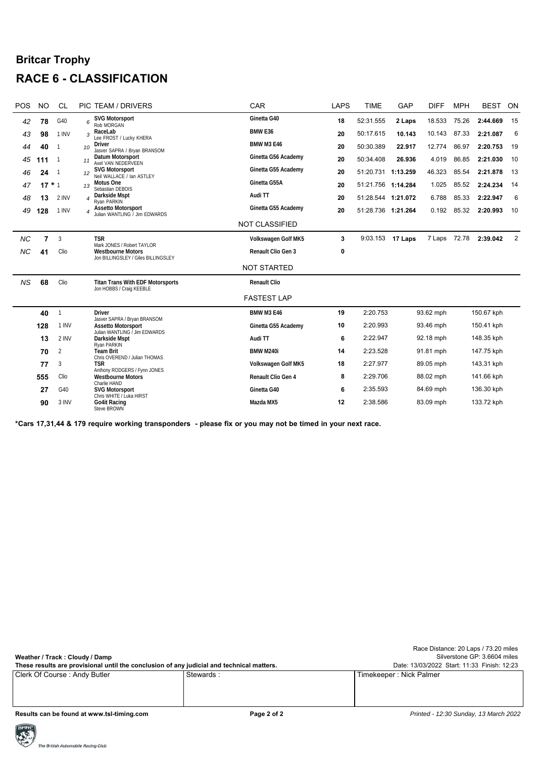## Britcar Trophy

# RACE 6 - CLASSIFICATION

| POS | NO | CL | PIC | TEAM / DRIVERS | CAR | LAPS | TIME | GAP | DIFF | MPH | BEST | ON |
|---|---|---|---|---|---|---|---|---|---|---|---|---|
| 42 | 78 | G40 | 6 | SVG Motorsport<br>Rob MORGAN | Ginetta G40 | 18 | 52:31.555 | 2 Laps | 18.533 | 75.26 | 2:44.669 | 15 |
| 43 | 98 | 1 INV | 3 | RaceLab<br>Lee FROST / Lucky KHERA | BMW E36 | 20 | 50:17.615 | 10.143 | 10.143 | 87.33 | 2:21.087 | 6 |
| 44 | 40 | 1 | 10 | Driver<br>Jasver SAPRA / Bryan BRANSOM | BMW M3 E46 | 20 | 50:30.389 | 22.917 | 12.774 | 86.97 | 2:20.753 | 19 |
| 45 | 111 | 1 | 11 | Datum Motorsport<br>Axel VAN NEDERVEEN | Ginetta G56 Academy | 20 | 50:34.408 | 26.936 | 4.019 | 86.85 | 2:21.030 | 10 |
| 46 | 24 | 1 | 12 | SVG Motorsport<br>Neil WALLACE / Ian ASTLEY | Ginetta G55 Academy | 20 | 51:20.731 | 1:13.259 | 46.323 | 85.54 | 2:21.878 | 13 |
| 47 | 17 * | 1 | 13 | Motus One<br>Sebastian DEBOIS | Ginetta G55A | 20 | 51:21.756 | 1:14.284 | 1.025 | 85.52 | 2:24.234 | 14 |
| 48 | 13 | 2 INV | 4 | Darkside Mspt<br>Ryan PARKIN | Audi TT | 20 | 51:28.544 | 1:21.072 | 6.788 | 85.33 | 2:22.947 | 6 |
| 49 | 128 | 1 INV | 4 | Assetto Motorsport<br>Julian WANTLING / Jim EDWARDS | Ginetta G55 Academy | 20 | 51:28.736 | 1:21.264 | 0.192 | 85.32 | 2:20.993 | 10 |
| | | | | | NOT CLASSIFIED | | | | | | | |
| NC | 7 | 3 | | TSR<br>Mark JONES / Robert TAYLOR | Volkswagen Golf MK5 | 3 | 9:03.153 | 17 Laps | 7 Laps | 72.78 | 2:39.042 | 2 |
| NC | 41 | Clio | | Westbourne Motors<br>Jon BILLINGSLEY / Giles BILLINGSLEY | Renault Clio Gen 3 | 0 | | | | | | |
| | | | | | NOT STARTED | | | | | | | |
| NS | 68 | Clio | | Titan Trans With EDF Motorsports<br>Jon HOBBS / Craig KEEBLE | Renault Clio | | | | | | | |

FASTEST LAP

| NO | CL | TEAM / DRIVERS | CAR | LAP | TIME | MPH | KPH |
|---|---|---|---|---|---|---|---|
| 40 | 1 | Driver<br>Jasver SAPRA / Bryan BRANSOM | BMW M3 E46 | 19 | 2:20.753 | 93.62 mph | 150.67 kph |
| 128 | 1 INV | Assetto Motorsport<br>Julian WANTLING / Jim EDWARDS | Ginetta G55 Academy | 10 | 2:20.993 | 93.46 mph | 150.41 kph |
| 13 | 2 INV | Darkside Mspt<br>Ryan PARKIN | Audi TT | 6 | 2:22.947 | 92.18 mph | 148.35 kph |
| 70 | 2 | Team Brit<br>Chris OVEREND / Julian THOMAS | BMW M240i | 14 | 2:23.528 | 91.81 mph | 147.75 kph |
| 77 | 3 | TSR<br>Anthony RODGERS / Fynn JONES | Volkswagen Golf MK5 | 18 | 2:27.977 | 89.05 mph | 143.31 kph |
| 555 | Clio | Westbourne Motors<br>Charlie HAND | Renault Clio Gen 4 | 8 | 2:29.706 | 88.02 mph | 141.66 kph |
| 27 | G40 | SVG Motorsport<br>Chris WHITE / Luka HIRST | Ginetta G40 | 6 | 2:35.593 | 84.69 mph | 136.30 kph |
| 90 | 3 INV | Go4it Racing<br>Steve BROWN | Mazda MX5 | 12 | 2:38.586 | 83.09 mph | 133.72 kph |

**\*Cars 17,31,44 & 179 require working transponders - please fix or you may not be timed in your next race.**

**Weather / Track : Cloudy / Damp**

**These results are provisional until the conclusion of any judicial and technical matters.**

Race Distance: 20 Laps / 73.20 miles
Silverstone GP: 3.6604 miles
Date: 13/03/2022 Start: 11:33 Finish: 12:23

| Clerk Of Course : Andy Butler | Stewards : | Timekeeper : Nick Palmer |
|---|---|---|

**Results can be found at www.tsl-timing.com**

*Printed - 12:30 Sunday, 13 March 2022*

The British Automobile Racing Club